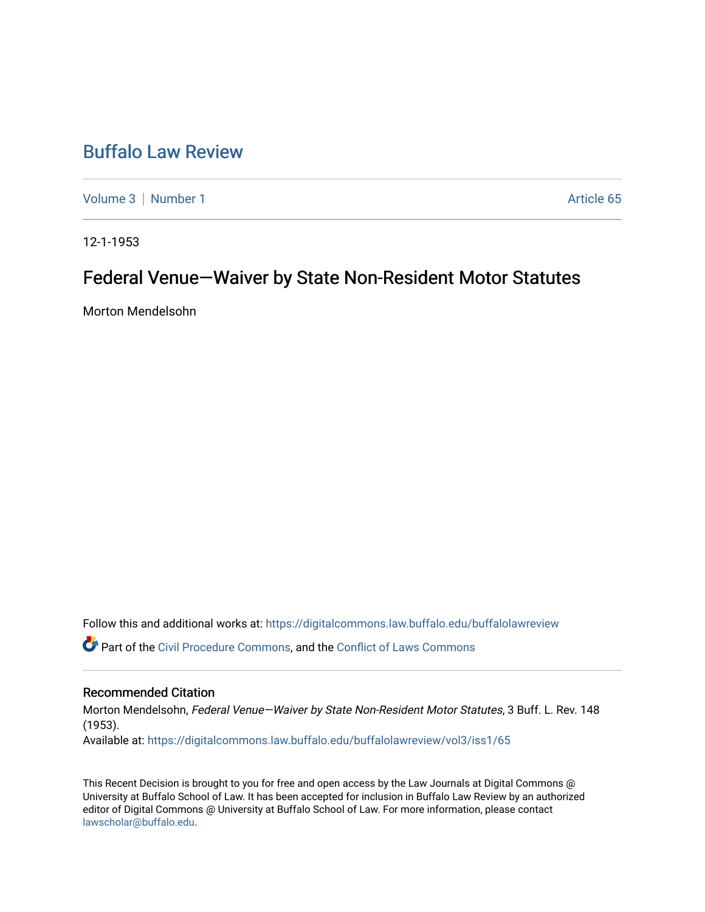# Buffalo Law Review

Volume 3 | Number 1 Article 65

12-1-1953

## Federal Venue—Waiver by State Non-Resident Motor Statutes

Morton Mendelsohn

Follow this and additional works at: https://digitalcommons.law.buffalo.edu/buffalolawreview

Part of the Civil Procedure Commons, and the Conflict of Laws Commons

### Recommended Citation

Morton Mendelsohn, *Federal Venue—Waiver by State Non-Resident Motor Statutes*, 3 Buff. L. Rev. 148 (1953).

Available at: https://digitalcommons.law.buffalo.edu/buffalolawreview/vol3/iss1/65

This Recent Decision is brought to you for free and open access by the Law Journals at Digital Commons @ University at Buffalo School of Law. It has been accepted for inclusion in Buffalo Law Review by an authorized editor of Digital Commons @ University at Buffalo School of Law. For more information, please contact lawscholar@buffalo.edu.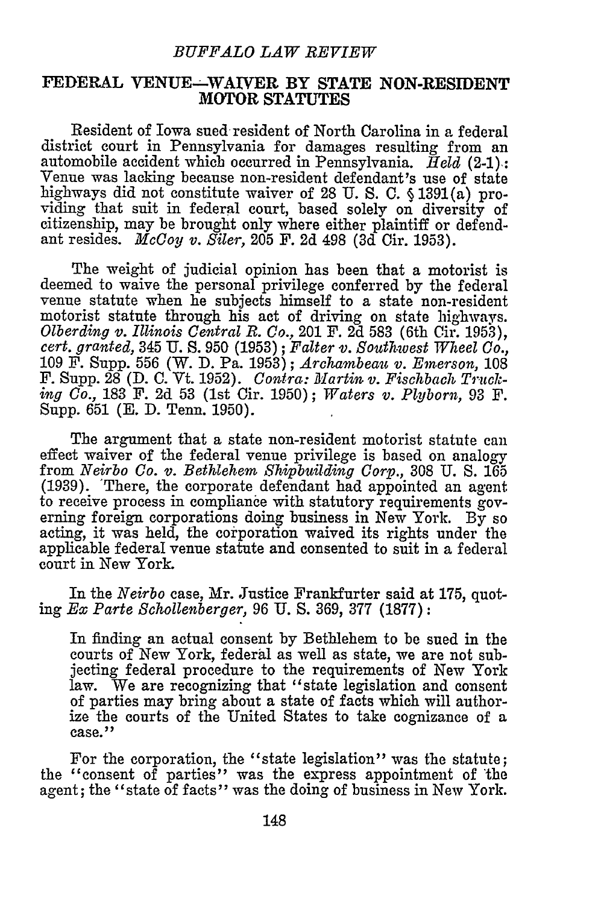## FEDERAL VENUE—WAIVER BY STATE NON-RESIDENT MOTOR STATUTES

Resident of Iowa sued resident of North Carolina in a federal district court in Pennsylvania for damages resulting from an automobile accident which occurred in Pennsylvania. *Held* (2-1): Venue was lacking because non-resident defendant's use of state highways did not constitute waiver of 28 U. S. C. § 1391(a) providing that suit in federal court, based solely on diversity of citizenship, may be brought only where either plaintiff or defendant resides. *McCoy v. Siler*, 205 F. 2d 498 (3d Cir. 1953).

The weight of judicial opinion has been that a motorist is deemed to waive the personal privilege conferred by the federal venue statute when he subjects himself to a state non-resident motorist statute through his act of driving on state highways. *Olberding v. Illinois Central R. Co.*, 201 F. 2d 583 (6th Cir. 1953), *cert. granted*, 345 U. S. 950 (1953); *Falter v. Southwest Wheel Co.*, 109 F. Supp. 556 (W. D. Pa. 1953); *Archambeau v. Emerson*, 108 F. Supp. 28 (D. C. Vt. 1952). *Contra: Martin v. Fischbach Trucking Co.*, 183 F. 2d 53 (1st Cir. 1950); *Waters v. Plyborn*, 93 F. Supp. 651 (E. D. Tenn. 1950).

The argument that a state non-resident motorist statute can effect waiver of the federal venue privilege is based on analogy from *Neirbo Co. v. Bethlehem Shipbuilding Corp.*, 308 U. S. 165 (1939). There, the corporate defendant had appointed an agent to receive process in compliance with statutory requirements governing foreign corporations doing business in New York. By so acting, it was held, the corporation waived its rights under the applicable federal venue statute and consented to suit in a federal court in New York.

In the *Neirbo* case, Mr. Justice Frankfurter said at 175, quoting *Ex Parte Schollenberger*, 96 U. S. 369, 377 (1877):

> In finding an actual consent by Bethlehem to be sued in the courts of New York, federal as well as state, we are not subjecting federal procedure to the requirements of New York law. We are recognizing that "state legislation and consent of parties may bring about a state of facts which will authorize the courts of the United States to take cognizance of a case."

For the corporation, the "state legislation" was the statute; the "consent of parties" was the express appointment of the agent; the "state of facts" was the doing of business in New York.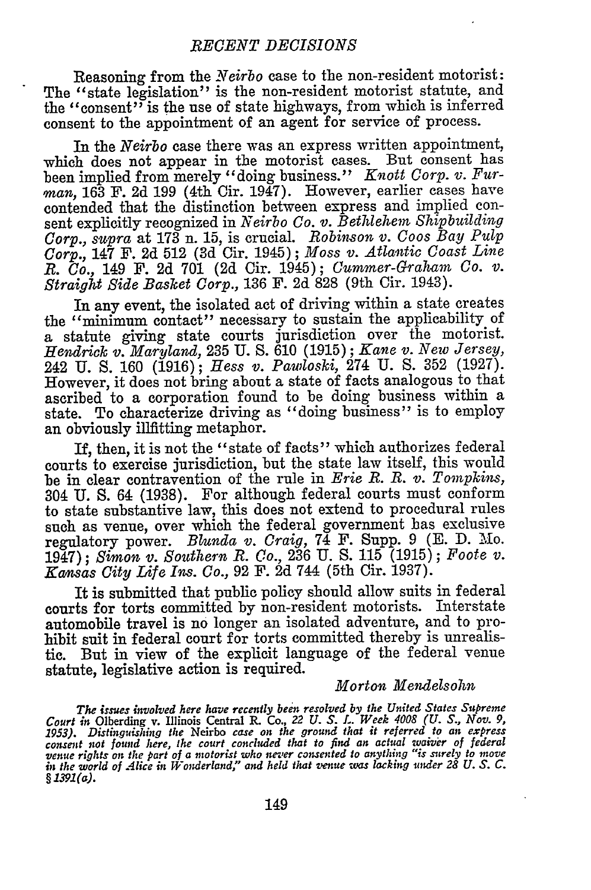Reasoning from the *Neirbo* case to the non-resident motorist: The "state legislation" is the non-resident motorist statute, and the "consent" is the use of state highways, from which is inferred consent to the appointment of an agent for service of process.

In the *Neirbo* case there was an express written appointment, which does not appear in the motorist cases. But consent has been implied from merely "doing business." *Knott Corp. v. Furman*, 163 F. 2d 199 (4th Cir. 1947). However, earlier cases have contended that the distinction between express and implied consent explicitly recognized in *Neirbo Co. v. Bethlehem Shipbuilding Corp., supra* at 173 n. 15, is crucial. *Robinson v. Coos Bay Pulp Corp.*, 147 F. 2d 512 (3d Cir. 1945); *Moss v. Atlantic Coast Line R. Co.*, 149 F. 2d 701 (2d Cir. 1945); *Cummer-Graham Co. v. Straight Side Basket Corp.*, 136 F. 2d 828 (9th Cir. 1943).

In any event, the isolated act of driving within a state creates the "minimum contact" necessary to sustain the applicability of a statute giving state courts jurisdiction over the motorist. *Hendrick v. Maryland*, 235 U. S. 610 (1915); *Kane v. New Jersey*, 242 U. S. 160 (1916); *Hess v. Pawloski*, 274 U. S. 352 (1927). However, it does not bring about a state of facts analogous to that ascribed to a corporation found to be doing business within a state. To characterize driving as "doing business" is to employ an obviously illfitting metaphor.

If, then, it is not the "state of facts" which authorizes federal courts to exercise jurisdiction, but the state law itself, this would be in clear contravention of the rule in *Erie R. R. v. Tompkins*, 304 U. S. 64 (1938). For although federal courts must conform to state substantive law, this does not extend to procedural rules such as venue, over which the federal government has exclusive regulatory power. *Blunda v. Craig*, 74 F. Supp. 9 (E. D. Mo. 1947); *Simon v. Southern R. Co.*, 236 U. S. 115 (1915); *Foote v. Kansas City Life Ins. Co.*, 92 F. 2d 744 (5th Cir. 1937).

It is submitted that public policy should allow suits in federal courts for torts committed by non-resident motorists. Interstate automobile travel is no longer an isolated adventure, and to prohibit suit in federal court for torts committed thereby is unrealistic. But in view of the explicit language of the federal venue statute, legislative action is required.

*Morton Mendelsohn*

*The issues involved here have recently been resolved by the United States Supreme Court in* Olberding v. Illinois Central R. Co., *22 U. S. L. Week 4008 (U. S., Nov. 9, 1953). Distinguishing the* Neirbo *case on the ground that it referred to an express consent not found here, the court concluded that to find an actual waiver of federal venue rights on the part of a motorist who never consented to anything "is surely to move in the world of Alice in Wonderland," and held that venue was lacking under 28 U. S. C. § 1391(a).*